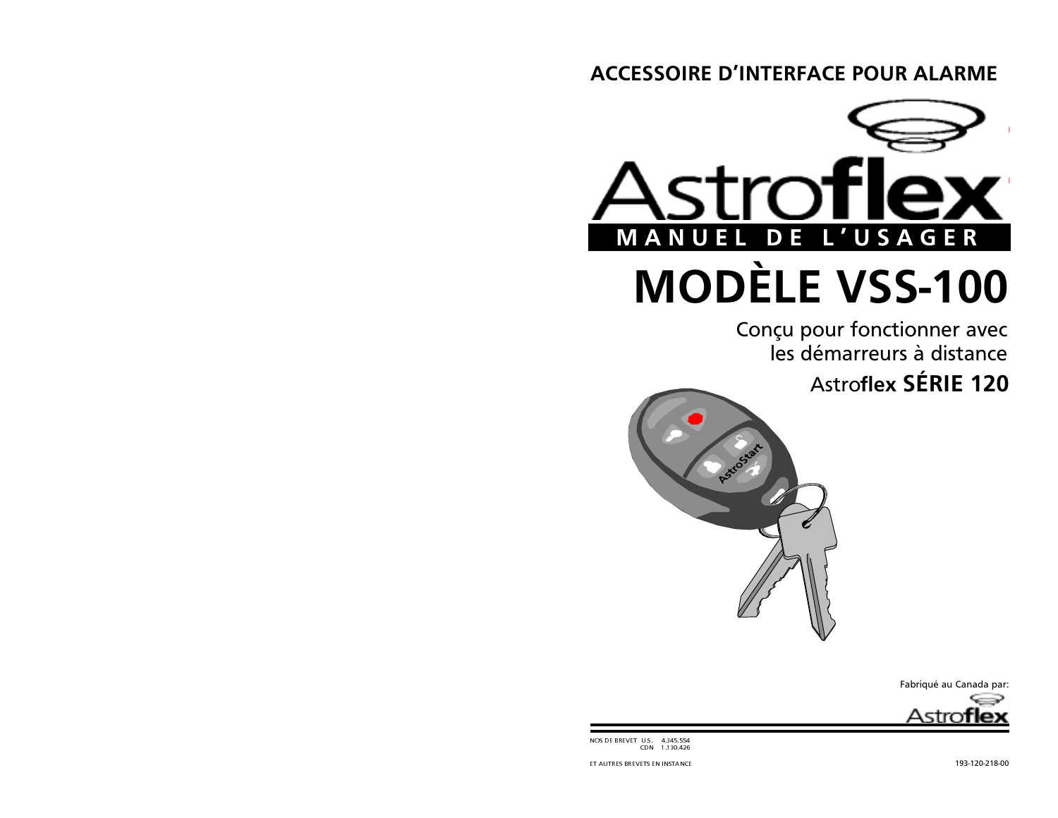ACCESSOIRE D'INTERFACE POUR ALARME

Astro**flex**

**MANUEL DE L'USAGER**

# MODÈLE VSS-100

Conçu pour fonctionner avec les démarreurs à distance

Astro**flex** **SÉRIE 120**

Fabriqué au Canada par:

Astro**flex**

NOS DE BREVET U.S. 4.345.554
CDN 1.130.426

ET AUTRES BREVETS EN INSTANCE

193-120-218-00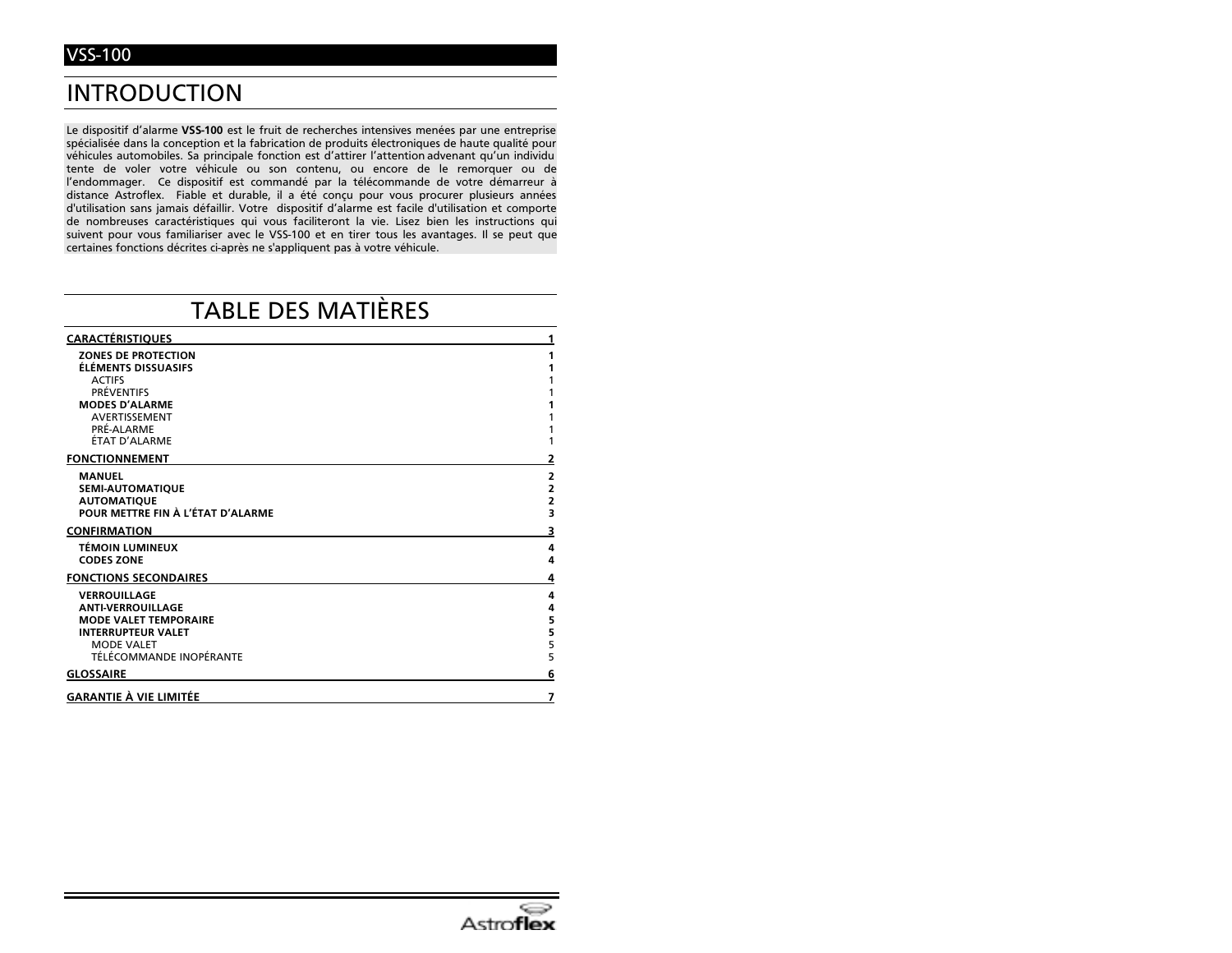# INTRODUCTION

Le dispositif d'alarme **VSS-100** est le fruit de recherches intensives menées par une entreprise spécialisée dans la conception et la fabrication de produits électroniques de haute qualité pour véhicules automobiles. Sa principale fonction est d'attirer l'attention advenant qu'un individu tente de voler votre véhicule ou son contenu, ou encore de le remorquer ou de l'endommager. Ce dispositif est commandé par la télécommande de votre démarreur à distance Astroflex. Fiable et durable, il a été conçu pour vous procurer plusieurs années d'utilisation sans jamais défaillir. Votre dispositif d'alarme est facile d'utilisation et comporte de nombreuses caractéristiques qui vous faciliteront la vie. Lisez bien les instructions qui suivent pour vous familiariser avec le VSS-100 et en tirer tous les avantages. Il se peut que certaines fonctions décrites ci-après ne s'appliquent pas à votre véhicule.

# TABLE DES MATIÈRES

**CARACTÉRISTIQUES** — 1
- **ZONES DE PROTECTION** — 1
- **ÉLÉMENTS DISSUASIFS** — 1
  - ACTIFS — 1
  - PRÉVENTIFS — 1
- **MODES D'ALARME** — 1
  - AVERTISSEMENT — 1
  - PRÉ-ALARME — 1
  - ÉTAT D'ALARME — 1

**FONCTIONNEMENT** — 2
- **MANUEL** — 2
- **SEMI-AUTOMATIQUE** — 2
- **AUTOMATIQUE** — 2
- **POUR METTRE FIN À L'ÉTAT D'ALARME** — 3

**CONFIRMATION** — 3
- **TÉMOIN LUMINEUX** — 4
- **CODES ZONE** — 4

**FONCTIONS SECONDAIRES** — 4
- **VERROUILLAGE** — 4
- **ANTI-VERROUILLAGE** — 4
- **MODE VALET TEMPORAIRE** — 5
- **INTERRUPTEUR VALET** — 5
  - MODE VALET — 5
  - TÉLÉCOMMANDE INOPÉRANTE — 5

**GLOSSAIRE** — 6

**GARANTIE À VIE LIMITÉE** — 7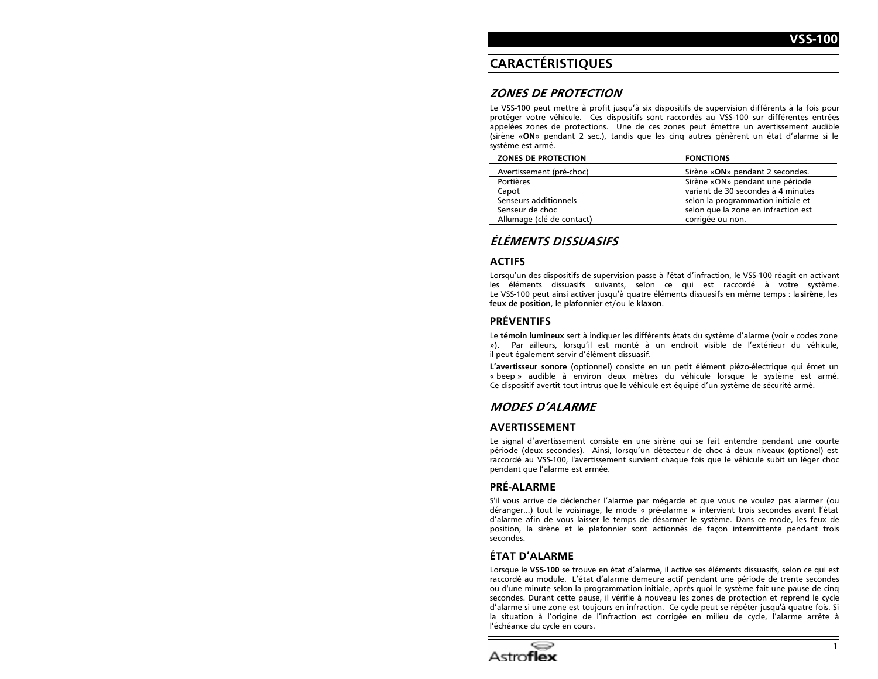# CARACTÉRISTIQUES

## *ZONES DE PROTECTION*

Le VSS-100 peut mettre à profit jusqu'à six dispositifs de supervision différents à la fois pour protéger votre véhicule. Ces dispositifs sont raccordés au VSS-100 sur différentes entrées appelées zones de protections. Une de ces zones peut émettre un avertissement audible (sirène «**ON**» pendant 2 sec.), tandis que les cinq autres génèrent un état d'alarme si le système est armé.

| ZONES DE PROTECTION | FONCTIONS |
|---|---|
| Avertissement (pré-choc) | Sirène «**ON**» pendant 2 secondes. |
| Portières<br>Capot<br>Senseurs additionnels<br>Senseur de choc<br>Allumage (clé de contact) | Sirène «ON» pendant une période variant de 30 secondes à 4 minutes selon la programmation initiale et selon que la zone en infraction est corrigée ou non. |

## *ÉLÉMENTS DISSUASIFS*

### ACTIFS

Lorsqu'un des dispositifs de supervision passe à l'état d'infraction, le VSS-100 réagit en activant les éléments dissuasifs suivants, selon ce qui est raccordé à votre système. Le VSS-100 peut ainsi activer jusqu'à quatre éléments dissuasifs en même temps : la **sirène**, les **feux de position**, le **plafonnier** et/ou le **klaxon**.

### PRÉVENTIFS

Le **témoin lumineux** sert à indiquer les différents états du système d'alarme (voir « codes zone »). Par ailleurs, lorsqu'il est monté à un endroit visible de l'extérieur du véhicule, il peut également servir d'élément dissuasif.

**L'avertisseur sonore** (optionnel) consiste en un petit élément piézo-électrique qui émet un « beep » audible à environ deux mètres du véhicule lorsque le système est armé. Ce dispositif avertit tout intrus que le véhicule est équipé d'un système de sécurité armé.

## *MODES D'ALARME*

### AVERTISSEMENT

Le signal d'avertissement consiste en une sirène qui se fait entendre pendant une courte période (deux secondes). Ainsi, lorsqu'un détecteur de choc à deux niveaux (optionel) est raccordé au VSS-100, l'avertissement survient chaque fois que le véhicule subit un léger choc pendant que l'alarme est armée.

### PRÉ-ALARME

S'il vous arrive de déclencher l'alarme par mégarde et que vous ne voulez pas alarmer (ou déranger...) tout le voisinage, le mode « pré-alarme » intervient trois secondes avant l'état d'alarme afin de vous laisser le temps de désarmer le système. Dans ce mode, les feux de position, la sirène et le plafonnier sont actionnés de façon intermittente pendant trois secondes.

### ÉTAT D'ALARME

Lorsque le **VSS-100** se trouve en état d'alarme, il active ses éléments dissuasifs, selon ce qui est raccordé au module. L'état d'alarme demeure actif pendant une période de trente secondes ou d'une minute selon la programmation initiale, après quoi le système fait une pause de cinq secondes. Durant cette pause, il vérifie à nouveau les zones de protection et reprend le cycle d'alarme si une zone est toujours en infraction. Ce cycle peut se répéter jusqu'à quatre fois. Si la situation à l'origine de l'infraction est corrigée en milieu de cycle, l'alarme arrête à l'échéance du cycle en cours.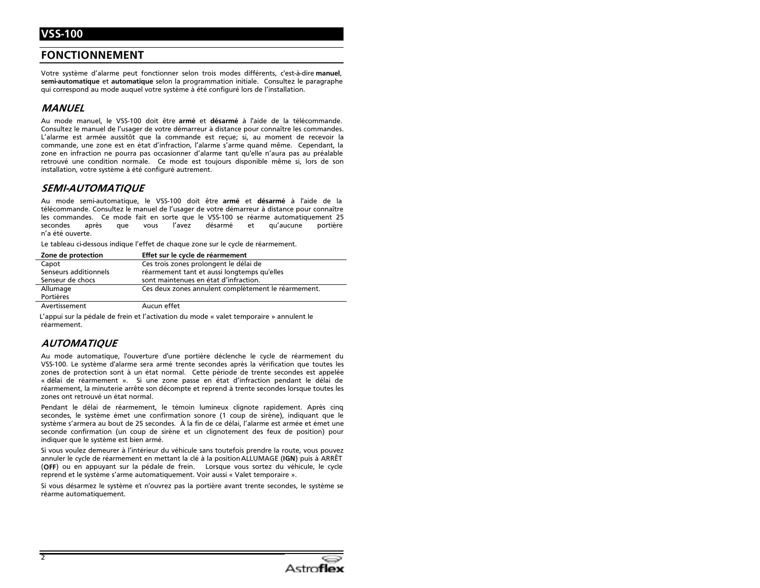## VSS-100

## FONCTIONNEMENT

Votre système d'alarme peut fonctionner selon trois modes différents, c'est-à-dire **manuel**, **semi-automatique** et **automatique** selon la programmation initiale. Consultez le paragraphe qui correspond au mode auquel votre système à été configuré lors de l'installation.

### *MANUEL*

Au mode manuel, le VSS-100 doit être **armé** et **désarmé** à l'aide de la télécommande. Consultez le manuel de l'usager de votre démarreur à distance pour connaître les commandes. L'alarme est armée aussitôt que la commande est reçue; si, au moment de recevoir la commande, une zone est en état d'infraction, l'alarme s'arme quand même. Cependant, la zone en infraction ne pourra pas occasionner d'alarme tant qu'elle n'aura pas au préalable retrouvé une condition normale. Ce mode est toujours disponible même si, lors de son installation, votre système à été configuré autrement.

### *SEMI-AUTOMATIQUE*

Au mode semi-automatique, le VSS-100 doit être **armé** et **désarmé** à l'aide de la télécommande. Consultez le manuel de l'usager de votre démarreur à distance pour connaître les commandes. Ce mode fait en sorte que le VSS-100 se réarme automatiquement 25 secondes après que vous l'avez désarmé et qu'aucune portière n'a été ouverte.

Le tableau ci-dessous indique l'effet de chaque zone sur le cycle de réarmement.

| Zone de protection | Effet sur le cycle de réarmement |
|---|---|
| Capot<br>Senseurs additionnels<br>Senseur de chocs | Ces trois zones prolongent le délai de réarmement tant et aussi longtemps qu'elles sont maintenues en état d'infraction. |
| Allumage<br>Portières | Ces deux zones annulent complètement le réarmement. |
| Avertissement | Aucun effet |

L'appui sur la pédale de frein et l'activation du mode « valet temporaire » annulent le réarmement.

### *AUTOMATIQUE*

Au mode automatique, l'ouverture d'une portière déclenche le cycle de réarmement du VSS-100. Le système d'alarme sera armé trente secondes après la vérification que toutes les zones de protection sont à un état normal. Cette période de trente secondes est appelée « délai de réarmement ». Si une zone passe en état d'infraction pendant le délai de réarmement, la minuterie arrête son décompte et reprend à trente secondes lorsque toutes les zones ont retrouvé un état normal.

Pendant le délai de réarmement, le témoin lumineux clignote rapidement. Après cinq secondes, le système émet une confirmation sonore (1 coup de sirène), indiquant que le système s'armera au bout de 25 secondes. À la fin de ce délai, l'alarme est armée et émet une seconde confirmation (un coup de sirène et un clignotement des feux de position) pour indiquer que le système est bien armé.

Si vous voulez demeurer à l'intérieur du véhicule sans toutefois prendre la route, vous pouvez annuler le cycle de réarmement en mettant la clé à la position ALLUMAGE (**IGN**) puis à ARRÊT (**OFF**) ou en appuyant sur la pédale de frein. Lorsque vous sortez du véhicule, le cycle reprend et le système s'arme automatiquement. Voir aussi « Valet temporaire ».

Si vous désarmez le système et n'ouvrez pas la portière avant trente secondes, le système se réarme automatiquement.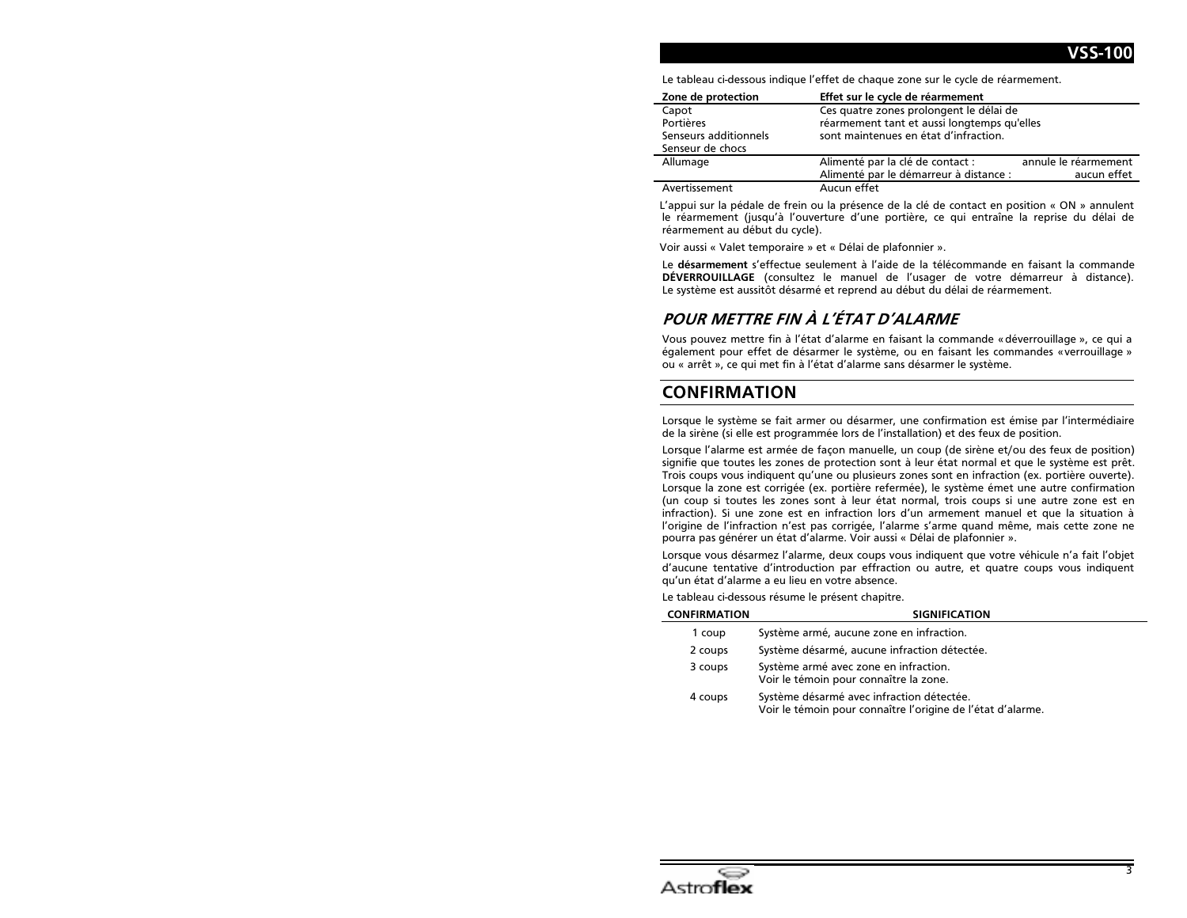Le tableau ci-dessous indique l'effet de chaque zone sur le cycle de réarmement.

| Zone de protection | Effet sur le cycle de réarmement |
|---|---|
| Capot<br>Portières<br>Senseurs additionnels<br>Senseur de chocs | Ces quatre zones prolongent le délai de réarmement tant et aussi longtemps qu'elles sont maintenues en état d'infraction. |
| Allumage | Alimenté par la clé de contact : annule le réarmement<br>Alimenté par le démarreur à distance : aucun effet |
| Avertissement | Aucun effet |

L'appui sur la pédale de frein ou la présence de la clé de contact en position « ON » annulent le réarmement (jusqu'à l'ouverture d'une portière, ce qui entraîne la reprise du délai de réarmement au début du cycle).

Voir aussi « Valet temporaire » et « Délai de plafonnier ».

Le **désarmement** s'effectue seulement à l'aide de la télécommande en faisant la commande **DÉVERROUILLAGE** (consultez le manuel de l'usager de votre démarreur à distance). Le système est aussitôt désarmé et reprend au début du délai de réarmement.

### *POUR METTRE FIN À L'ÉTAT D'ALARME*

Vous pouvez mettre fin à l'état d'alarme en faisant la commande «déverrouillage », ce qui a également pour effet de désarmer le système, ou en faisant les commandes «verrouillage » ou « arrêt », ce qui met fin à l'état d'alarme sans désarmer le système.

## CONFIRMATION

Lorsque le système se fait armer ou désarmer, une confirmation est émise par l'intermédiaire de la sirène (si elle est programmée lors de l'installation) et des feux de position.

Lorsque l'alarme est armée de façon manuelle, un coup (de sirène et/ou des feux de position) signifie que toutes les zones de protection sont à leur état normal et que le système est prêt. Trois coups vous indiquent qu'une ou plusieurs zones sont en infraction (ex. portière ouverte). Lorsque la zone est corrigée (ex. portière refermée), le système émet une autre confirmation (un coup si toutes les zones sont à leur état normal, trois coups si une autre zone est en infraction). Si une zone est en infraction lors d'un armement manuel et que la situation à l'origine de l'infraction n'est pas corrigée, l'alarme s'arme quand même, mais cette zone ne pourra pas générer un état d'alarme. Voir aussi « Délai de plafonnier ».

Lorsque vous désarmez l'alarme, deux coups vous indiquent que votre véhicule n'a fait l'objet d'aucune tentative d'introduction par effraction ou autre, et quatre coups vous indiquent qu'un état d'alarme a eu lieu en votre absence.

Le tableau ci-dessous résume le présent chapitre.

| CONFIRMATION | SIGNIFICATION |
|---|---|
| 1 coup | Système armé, aucune zone en infraction. |
| 2 coups | Système désarmé, aucune infraction détectée. |
| 3 coups | Système armé avec zone en infraction.<br>Voir le témoin pour connaître la zone. |
| 4 coups | Système désarmé avec infraction détectée.<br>Voir le témoin pour connaître l'origine de l'état d'alarme. |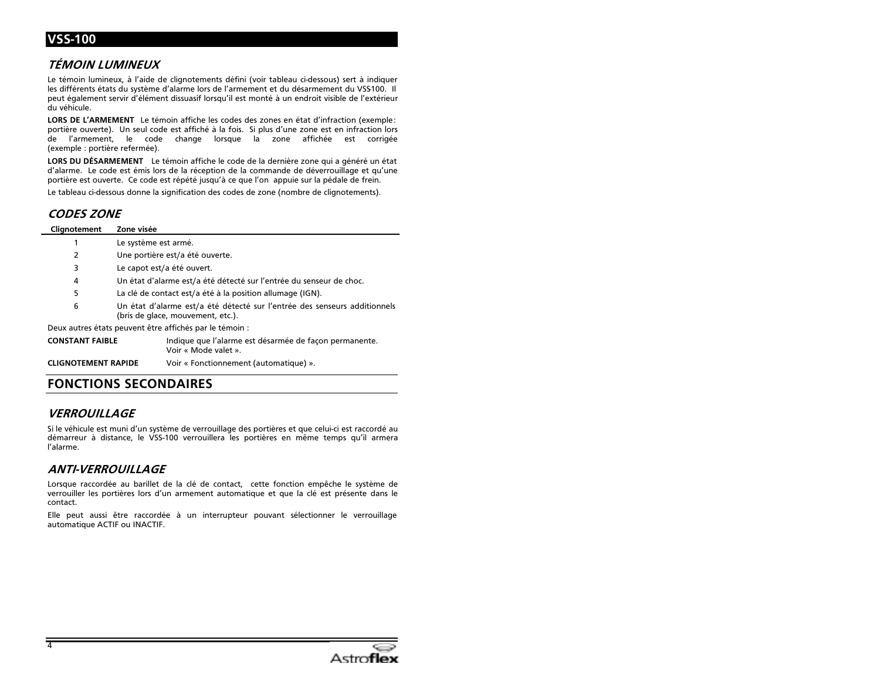## TÉMOIN LUMINEUX

Le témoin lumineux, à l'aide de clignotements défini (voir tableau ci-dessous) sert à indiquer les différents états du système d'alarme lors de l'armement et du désarmement du VSS100. Il peut également servir d'élément dissuasif lorsqu'il est monté à un endroit visible de l'extérieur du véhicule.

**LORS DE L'ARMEMENT** Le témoin affiche les codes des zones en état d'infraction (exemple : portière ouverte). Un seul code est affiché à la fois. Si plus d'une zone est en infraction lors de l'armement, le code change lorsque la zone affichée est corrigée (exemple : portière refermée).

**LORS DU DÉSARMEMENT** Le témoin affiche le code de la dernière zone qui a généré un état d'alarme. Le code est émis lors de la réception de la commande de déverrouillage et qu'une portière est ouverte. Ce code est répété jusqu'à ce que l'on appuie sur la pédale de frein.

Le tableau ci-dessous donne la signification des codes de zone (nombre de clignotements).

## CODES ZONE

| Clignotement | Zone visée |
|---|---|
| 1 | Le système est armé. |
| 2 | Une portière est/a été ouverte. |
| 3 | Le capot est/a été ouvert. |
| 4 | Un état d'alarme est/a été détecté sur l'entrée du senseur de choc. |
| 5 | La clé de contact est/a été à la position allumage (IGN). |
| 6 | Un état d'alarme est/a été détecté sur l'entrée des senseurs additionnels (bris de glace, mouvement, etc.). |

Deux autres états peuvent être affichés par le témoin :

**CONSTANT FAIBLE** Indique que l'alarme est désarmée de façon permanente. Voir « Mode valet ».

**CLIGNOTEMENT RAPIDE** Voir « Fonctionnement (automatique) ».

# FONCTIONS SECONDAIRES

## VERROUILLAGE

Si le véhicule est muni d'un système de verrouillage des portières et que celui-ci est raccordé au démarreur à distance, le VSS-100 verrouillera les portières en même temps qu'il armera l'alarme.

## ANTI-VERROUILLAGE

Lorsque raccordée au barillet de la clé de contact, cette fonction empêche le système de verrouiller les portières lors d'un armement automatique et que la clé est présente dans le contact.

Elle peut aussi être raccordée à un interrupteur pouvant sélectionner le verrouillage automatique ACTIF ou INACTIF.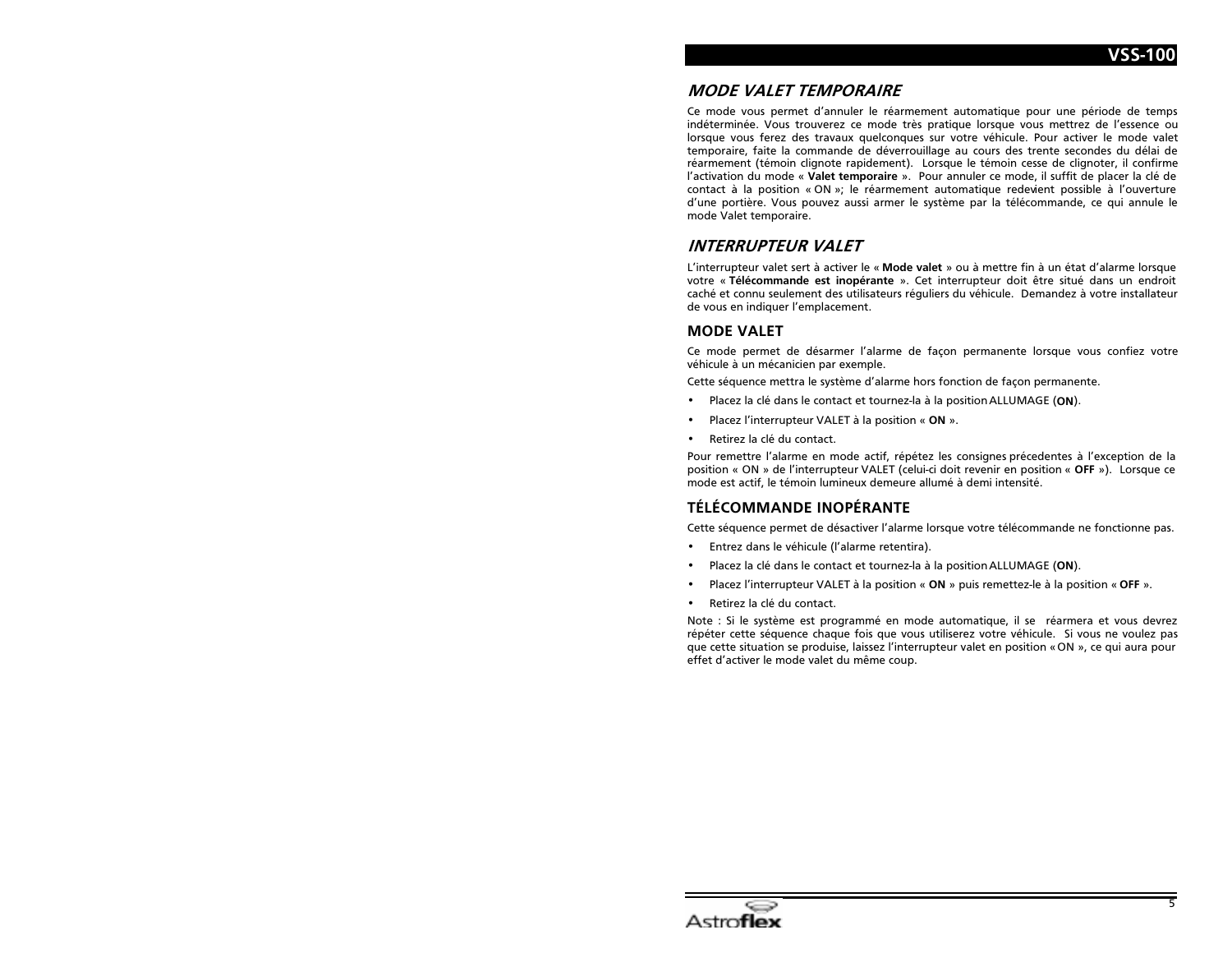## *MODE VALET TEMPORAIRE*

Ce mode vous permet d'annuler le réarmement automatique pour une période de temps indéterminée. Vous trouverez ce mode très pratique lorsque vous mettrez de l'essence ou lorsque vous ferez des travaux quelconques sur votre véhicule. Pour activer le mode valet temporaire, faite la commande de déverrouillage au cours des trente secondes du délai de réarmement (témoin clignote rapidement). Lorsque le témoin cesse de clignoter, il confirme l'activation du mode « **Valet temporaire** ». Pour annuler ce mode, il suffit de placer la clé de contact à la position « ON »; le réarmement automatique redevient possible à l'ouverture d'une portière. Vous pouvez aussi armer le système par la télécommande, ce qui annule le mode Valet temporaire.

## *INTERRUPTEUR VALET*

L'interrupteur valet sert à activer le « **Mode valet** » ou à mettre fin à un état d'alarme lorsque votre « **Télécommande est inopérante** ». Cet interrupteur doit être situé dans un endroit caché et connu seulement des utilisateurs réguliers du véhicule. Demandez à votre installateur de vous en indiquer l'emplacement.

### MODE VALET

Ce mode permet de désarmer l'alarme de façon permanente lorsque vous confiez votre véhicule à un mécanicien par exemple.

Cette séquence mettra le système d'alarme hors fonction de façon permanente.

- Placez la clé dans le contact et tournez-la à la position ALLUMAGE (**ON**).
- Placez l'interrupteur VALET à la position « **ON** ».
- Retirez la clé du contact.

Pour remettre l'alarme en mode actif, répétez les consignes précedentes à l'exception de la position « ON » de l'interrupteur VALET (celui-ci doit revenir en position « **OFF** »). Lorsque ce mode est actif, le témoin lumineux demeure allumé à demi intensité.

### TÉLÉCOMMANDE INOPÉRANTE

Cette séquence permet de désactiver l'alarme lorsque votre télécommande ne fonctionne pas.

- Entrez dans le véhicule (l'alarme retentira).
- Placez la clé dans le contact et tournez-la à la position ALLUMAGE (**ON**).
- Placez l'interrupteur VALET à la position « **ON** » puis remettez-le à la position « **OFF** ».
- Retirez la clé du contact.

Note : Si le système est programmé en mode automatique, il se réarmera et vous devrez répéter cette séquence chaque fois que vous utiliserez votre véhicule. Si vous ne voulez pas que cette situation se produise, laissez l'interrupteur valet en position « ON », ce qui aura pour effet d'activer le mode valet du même coup.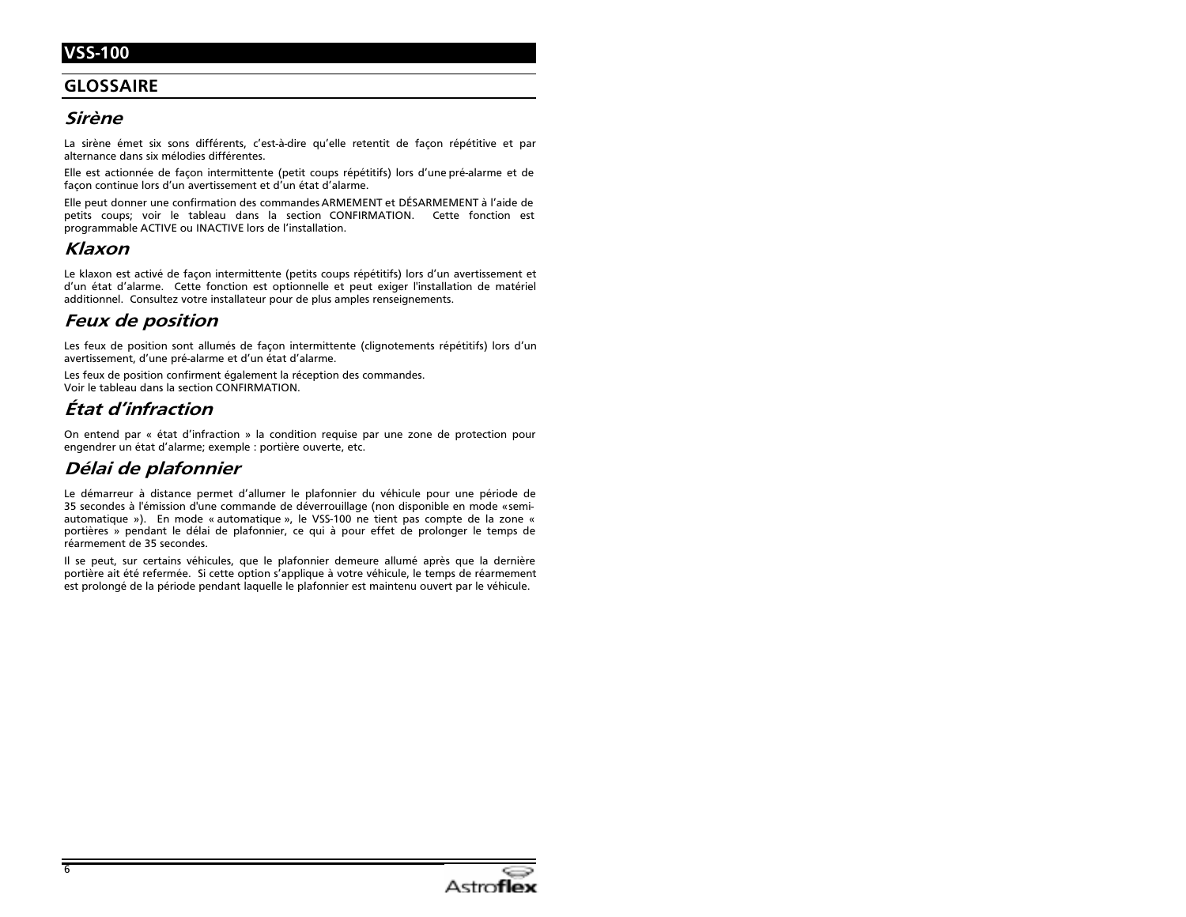## GLOSSAIRE

### *Sirène*

La sirène émet six sons différents, c'est-à-dire qu'elle retentit de façon répétitive et par alternance dans six mélodies différentes.

Elle est actionnée de façon intermittente (petit coups répétitifs) lors d'une pré-alarme et de façon continue lors d'un avertissement et d'un état d'alarme.

Elle peut donner une confirmation des commandes ARMEMENT et DÉSARMEMENT à l'aide de petits coups; voir le tableau dans la section CONFIRMATION. Cette fonction est programmable ACTIVE ou INACTIVE lors de l'installation.

### *Klaxon*

Le klaxon est activé de façon intermittente (petits coups répétitifs) lors d'un avertissement et d'un état d'alarme. Cette fonction est optionnelle et peut exiger l'installation de matériel additionnel. Consultez votre installateur pour de plus amples renseignements.

### *Feux de position*

Les feux de position sont allumés de façon intermittente (clignotements répétitifs) lors d'un avertissement, d'une pré-alarme et d'un état d'alarme.

Les feux de position confirment également la réception des commandes.
Voir le tableau dans la section CONFIRMATION.

### *État d'infraction*

On entend par « état d'infraction » la condition requise par une zone de protection pour engendrer un état d'alarme; exemple : portière ouverte, etc.

### *Délai de plafonnier*

Le démarreur à distance permet d'allumer le plafonnier du véhicule pour une période de 35 secondes à l'émission d'une commande de déverrouillage (non disponible en mode «semi-automatique »). En mode « automatique », le VSS-100 ne tient pas compte de la zone « portières » pendant le délai de plafonnier, ce qui à pour effet de prolonger le temps de réarmement de 35 secondes.

Il se peut, sur certains véhicules, que le plafonnier demeure allumé après que la dernière portière ait été refermée. Si cette option s'applique à votre véhicule, le temps de réarmement est prolongé de la période pendant laquelle le plafonnier est maintenu ouvert par le véhicule.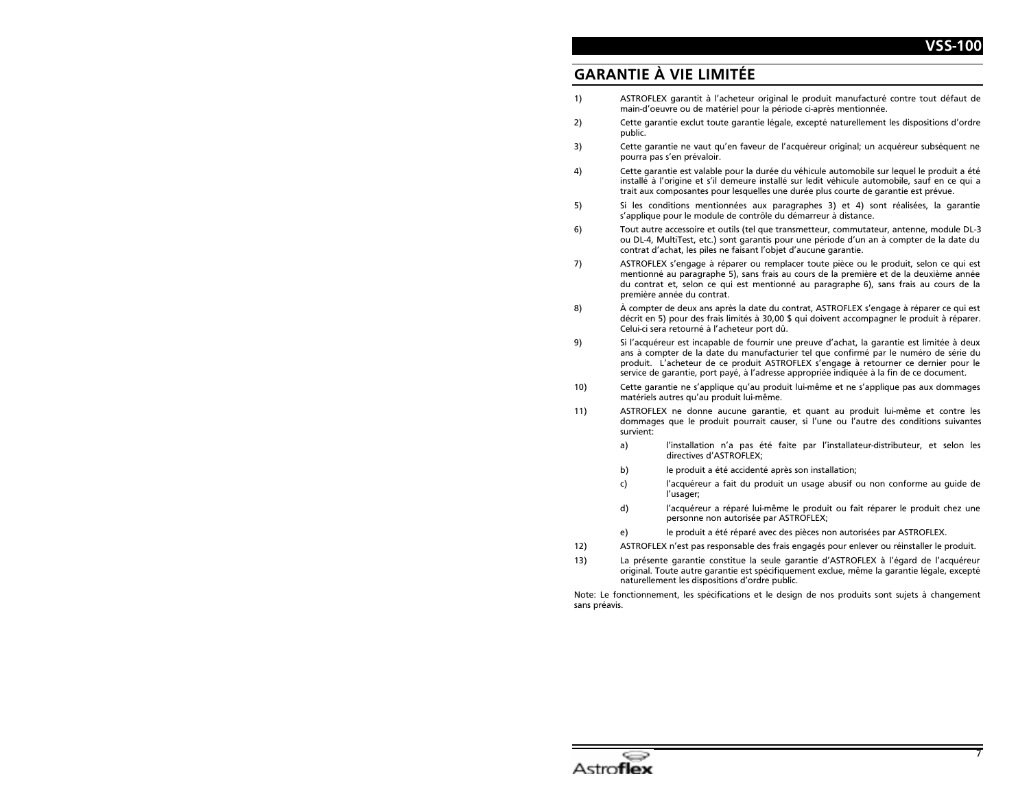## GARANTIE À VIE LIMITÉE

1) ASTROFLEX garantit à l'acheteur original le produit manufacturé contre tout défaut de main-d'oeuvre ou de matériel pour la période ci-après mentionnée.

2) Cette garantie exclut toute garantie légale, excepté naturellement les dispositions d'ordre public.

3) Cette garantie ne vaut qu'en faveur de l'acquéreur original; un acquéreur subséquent ne pourra pas s'en prévaloir.

4) Cette garantie est valable pour la durée du véhicule automobile sur lequel le produit a été installé à l'origine et s'il demeure installé sur ledit véhicule automobile, sauf en ce qui a trait aux composantes pour lesquelles une durée plus courte de garantie est prévue.

5) Si les conditions mentionnées aux paragraphes 3) et 4) sont réalisées, la garantie s'applique pour le module de contrôle du démarreur à distance.

6) Tout autre accessoire et outils (tel que transmetteur, commutateur, antenne, module DL-3 ou DL-4, MultiTest, etc.) sont garantis pour une période d'un an à compter de la date du contrat d'achat, les piles ne faisant l'objet d'aucune garantie.

7) ASTROFLEX s'engage à réparer ou remplacer toute pièce ou le produit, selon ce qui est mentionné au paragraphe 5), sans frais au cours de la première et de la deuxième année du contrat et, selon ce qui est mentionné au paragraphe 6), sans frais au cours de la première année du contrat.

8) À compter de deux ans après la date du contrat, ASTROFLEX s'engage à réparer ce qui est décrit en 5) pour des frais limités à 30,00 $ qui doivent accompagner le produit à réparer. Celui-ci sera retourné à l'acheteur port dû.

9) Si l'acquéreur est incapable de fournir une preuve d'achat, la garantie est limitée à deux ans à compter de la date du manufacturier tel que confirmé par le numéro de série du produit. L'acheteur de ce produit ASTROFLEX s'engage à retourner ce dernier pour le service de garantie, port payé, à l'adresse appropriée indiquée à la fin de ce document.

10) Cette garantie ne s'applique qu'au produit lui-même et ne s'applique pas aux dommages matériels autres qu'au produit lui-même.

11) ASTROFLEX ne donne aucune garantie, et quant au produit lui-même et contre les dommages que le produit pourrait causer, si l'une ou l'autre des conditions suivantes survient:

    a) l'installation n'a pas été faite par l'installateur-distributeur, et selon les directives d'ASTROFLEX;

    b) le produit a été accidenté après son installation;

    c) l'acquéreur a fait du produit un usage abusif ou non conforme au guide de l'usager;

    d) l'acquéreur a réparé lui-même le produit ou fait réparer le produit chez une personne non autorisée par ASTROFLEX;

    e) le produit a été réparé avec des pièces non autorisées par ASTROFLEX.

12) ASTROFLEX n'est pas responsable des frais engagés pour enlever ou réinstaller le produit.

13) La présente garantie constitue la seule garantie d'ASTROFLEX à l'égard de l'acquéreur original. Toute autre garantie est spécifiquement exclue, même la garantie légale, excepté naturellement les dispositions d'ordre public.

Note: Le fonctionnement, les spécifications et le design de nos produits sont sujets à changement sans préavis.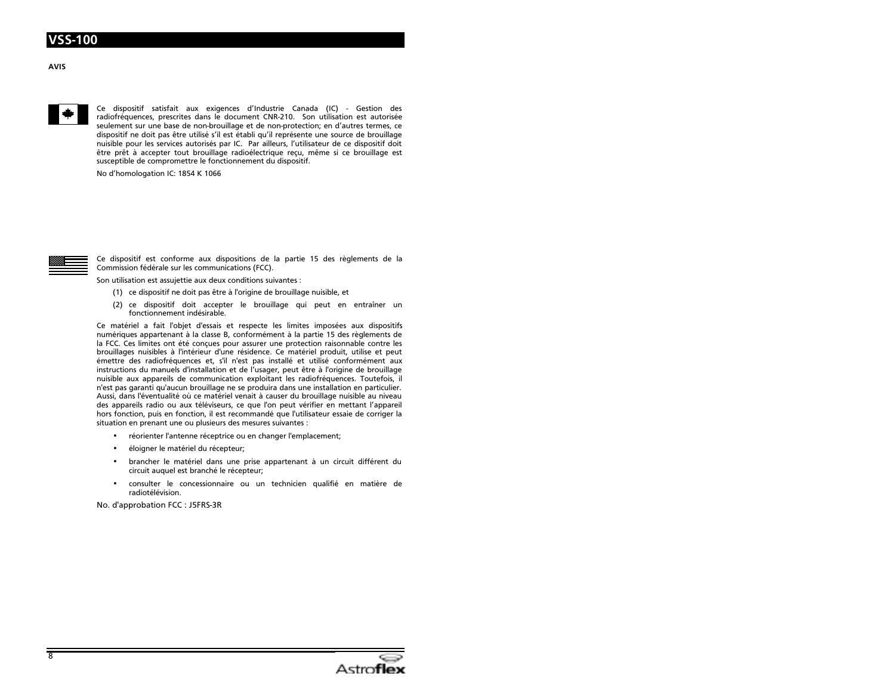**AVIS**

Ce dispositif satisfait aux exigences d'Industrie Canada (IC) - Gestion des radiofréquences, prescrites dans le document CNR-210. Son utilisation est autorisée seulement sur une base de non-brouillage et de non-protection; en d'autres termes, ce dispositif ne doit pas être utilisé s'il est établi qu'il représente une source de brouillage nuisible pour les services autorisés par IC. Par ailleurs, l'utilisateur de ce dispositif doit être prêt à accepter tout brouillage radioélectrique reçu, même si ce brouillage est susceptible de compromettre le fonctionnement du dispositif.

No d'homologation IC: 1854 K 1066

Ce dispositif est conforme aux dispositions de la partie 15 des règlements de la Commission fédérale sur les communications (FCC).

Son utilisation est assujettie aux deux conditions suivantes :

(1) ce dispositif ne doit pas être à l'origine de brouillage nuisible, et

(2) ce dispositif doit accepter le brouillage qui peut en entraîner un fonctionnement indésirable.

Ce matériel a fait l'objet d'essais et respecte les limites imposées aux dispositifs numériques appartenant à la classe B, conformément à la partie 15 des règlements de la FCC. Ces limites ont été conçues pour assurer une protection raisonnable contre les brouillages nuisibles à l'intérieur d'une résidence. Ce matériel produit, utilise et peut émettre des radiofréquences et, s'il n'est pas installé et utilisé conformément aux instructions du manuels d'installation et de l'usager, peut être à l'origine de brouillage nuisible aux appareils de communication exploitant les radiofréquences. Toutefois, il n'est pas garanti qu'aucun brouillage ne se produira dans une installation en particulier. Aussi, dans l'éventualité où ce matériel venait à causer du brouillage nuisible au niveau des appareils radio ou aux téléviseurs, ce que l'on peut vérifier en mettant l'appareil hors fonction, puis en fonction, il est recommandé que l'utilisateur essaie de corriger la situation en prenant une ou plusieurs des mesures suivantes :

- réorienter l'antenne réceptrice ou en changer l'emplacement;
- éloigner le matériel du récepteur;
- brancher le matériel dans une prise appartenant à un circuit différent du circuit auquel est branché le récepteur;
- consulter le concessionnaire ou un technicien qualifié en matière de radiotélévision.

No. d'approbation FCC : J5FRS-3R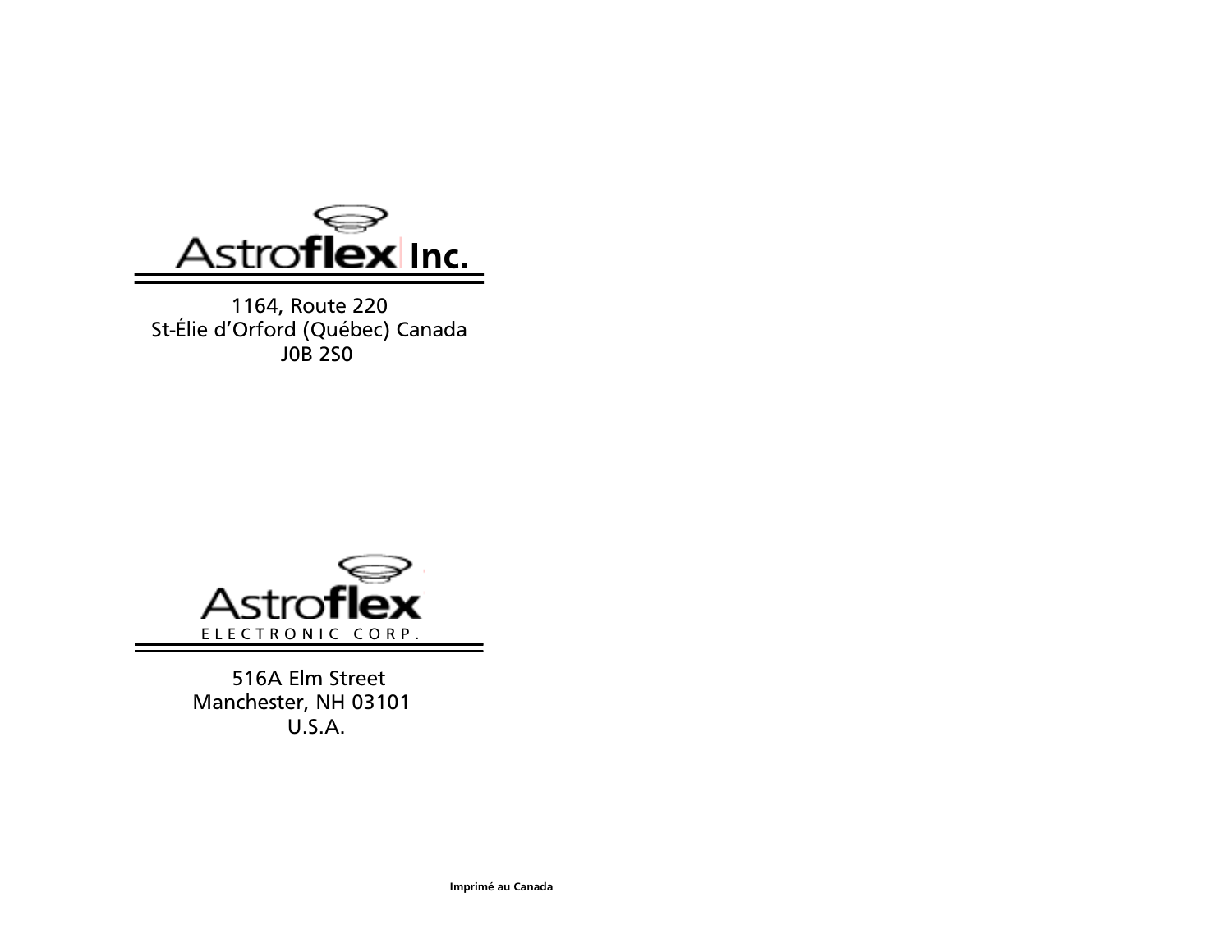Astroflex Inc.

1164, Route 220
St-Élie d'Orford (Québec) Canada
J0B 2S0

Astroflex
ELECTRONIC CORP.

516A Elm Street
Manchester, NH 03101
U.S.A.

**Imprimé au Canada**